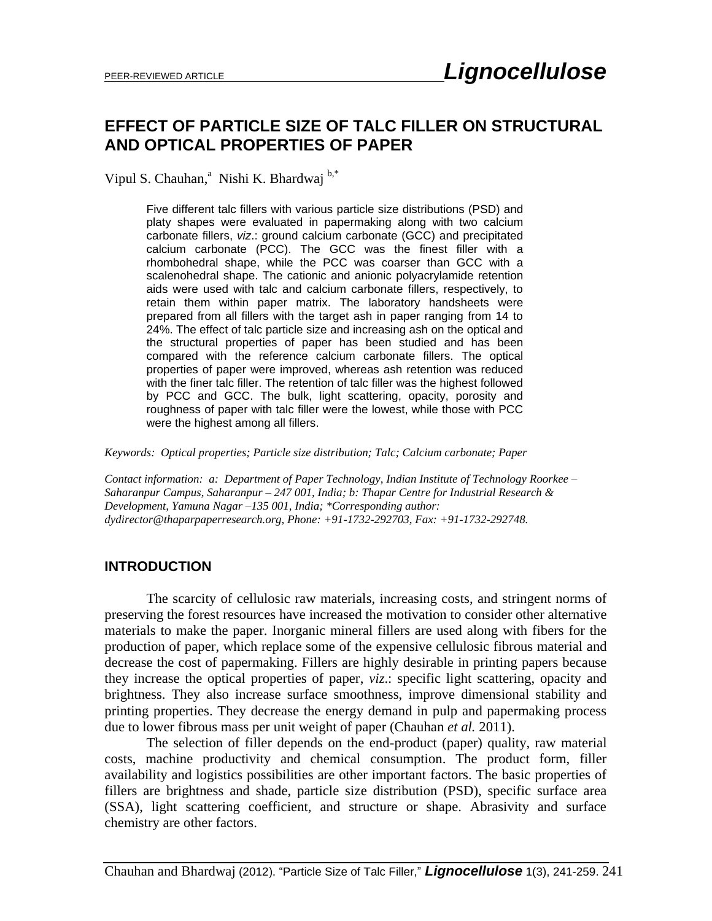# EFFECT OF PARTICLE SIZE OF TALC FILLER ON STRUCTURAL AND OPTICAL PROPERTIES OF PAPER

Vipul S. Chauhan,[a] Nishi K. Bhardwaj [b,*]

Five different talc fillers with various particle size distributions (PSD) and platy shapes were evaluated in papermaking along with two calcium carbonate fillers, *viz*.: ground calcium carbonate (GCC) and precipitated calcium carbonate (PCC). The GCC was the finest filler with a rhombohedral shape, while the PCC was coarser than GCC with a scalenohedral shape. The cationic and anionic polyacrylamide retention aids were used with talc and calcium carbonate fillers, respectively, to retain them within paper matrix. The laboratory handsheets were prepared from all fillers with the target ash in paper ranging from 14 to 24%. The effect of talc particle size and increasing ash on the optical and the structural properties of paper has been studied and has been compared with the reference calcium carbonate fillers. The optical properties of paper were improved, whereas ash retention was reduced with the finer talc filler. The retention of talc filler was the highest followed by PCC and GCC. The bulk, light scattering, opacity, porosity and roughness of paper with talc filler were the lowest, while those with PCC were the highest among all fillers.

*Keywords: Optical properties; Particle size distribution; Talc; Calcium carbonate; Paper*

*Contact information: a: Department of Paper Technology, Indian Institute of Technology Roorkee – Saharanpur Campus, Saharanpur – 247 001, India; b: Thapar Centre for Industrial Research & Development, Yamuna Nagar –135 001, India; *Corresponding author: dydirector@thaparpaperresearch.org, Phone: +91-1732-292703, Fax: +91-1732-292748.*

## INTRODUCTION

The scarcity of cellulosic raw materials, increasing costs, and stringent norms of preserving the forest resources have increased the motivation to consider other alternative materials to make the paper. Inorganic mineral fillers are used along with fibers for the production of paper, which replace some of the expensive cellulosic fibrous material and decrease the cost of papermaking. Fillers are highly desirable in printing papers because they increase the optical properties of paper, *viz*.: specific light scattering, opacity and brightness. They also increase surface smoothness, improve dimensional stability and printing properties. They decrease the energy demand in pulp and papermaking process due to lower fibrous mass per unit weight of paper (Chauhan *et al.* 2011).

The selection of filler depends on the end-product (paper) quality, raw material costs, machine productivity and chemical consumption. The product form, filler availability and logistics possibilities are other important factors. The basic properties of fillers are brightness and shade, particle size distribution (PSD), specific surface area (SSA), light scattering coefficient, and structure or shape. Abrasivity and surface chemistry are other factors.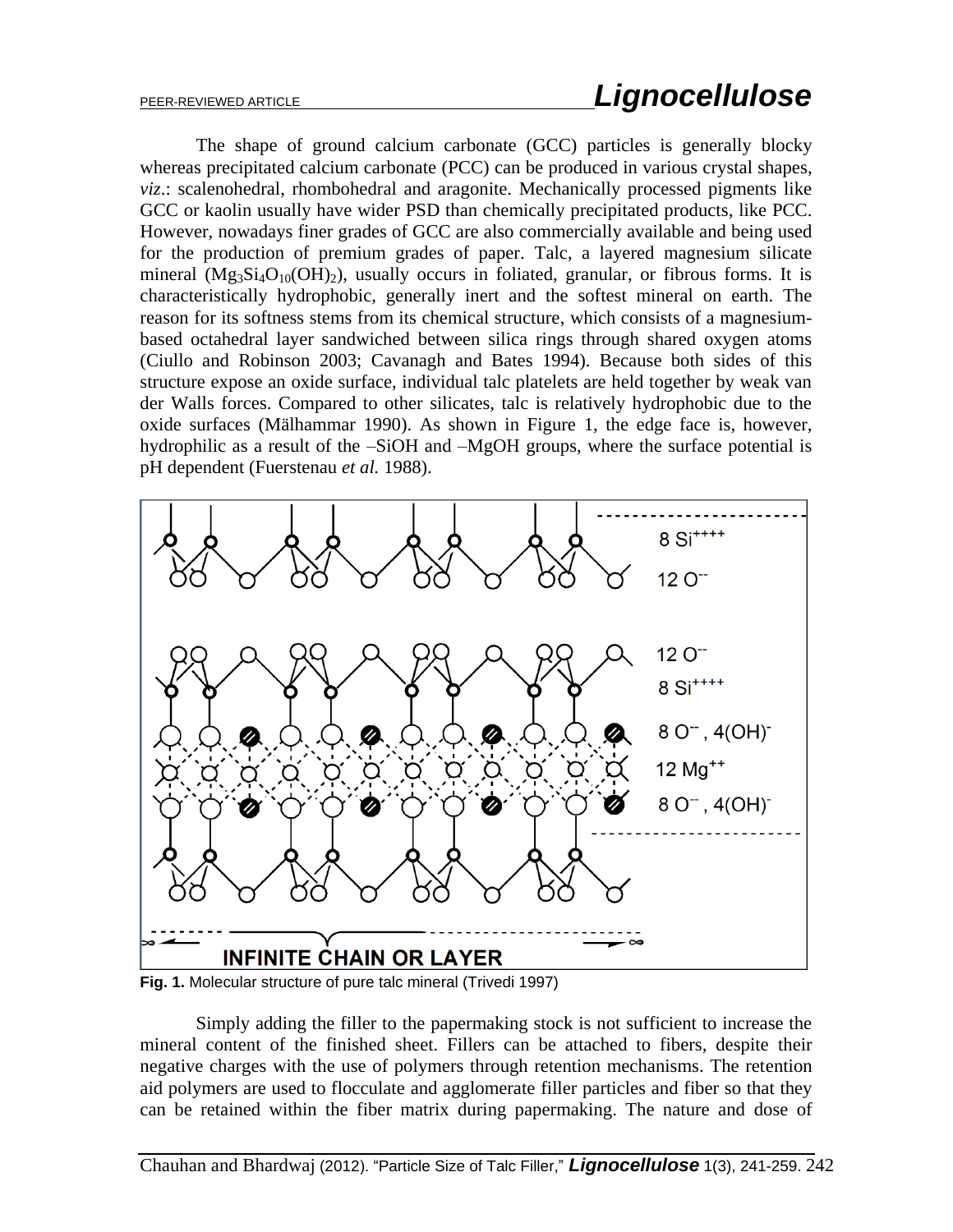The shape of ground calcium carbonate (GCC) particles is generally blocky whereas precipitated calcium carbonate (PCC) can be produced in various crystal shapes, *viz*.: scalenohedral, rhombohedral and aragonite. Mechanically processed pigments like GCC or kaolin usually have wider PSD than chemically precipitated products, like PCC. However, nowadays finer grades of GCC are also commercially available and being used for the production of premium grades of paper. Talc, a layered magnesium silicate mineral ($Mg_3Si_4O_{10}(OH)_2$), usually occurs in foliated, granular, or fibrous forms. It is characteristically hydrophobic, generally inert and the softest mineral on earth. The reason for its softness stems from its chemical structure, which consists of a magnesium-based octahedral layer sandwiched between silica rings through shared oxygen atoms (Ciullo and Robinson 2003; Cavanagh and Bates 1994). Because both sides of this structure expose an oxide surface, individual talc platelets are held together by weak van der Walls forces. Compared to other silicates, talc is relatively hydrophobic due to the oxide surfaces (Mälhammar 1990). As shown in Figure 1, the edge face is, however, hydrophilic as a result of the –SiOH and –MgOH groups, where the surface potential is pH dependent (Fuerstenau *et al.* 1988).

**Fig. 1.** Molecular structure of pure talc mineral (Trivedi 1997)

Simply adding the filler to the papermaking stock is not sufficient to increase the mineral content of the finished sheet. Fillers can be attached to fibers, despite their negative charges with the use of polymers through retention mechanisms. The retention aid polymers are used to flocculate and agglomerate filler particles and fiber so that they can be retained within the fiber matrix during papermaking. The nature and dose of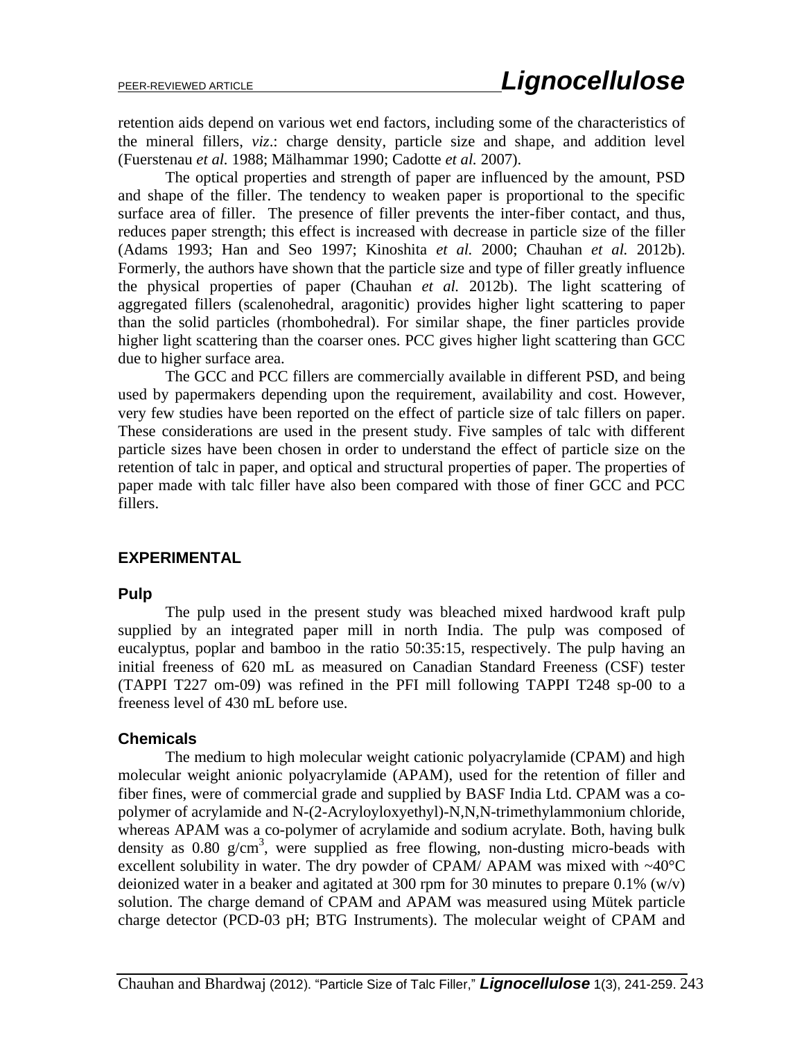retention aids depend on various wet end factors, including some of the characteristics of the mineral fillers, *viz*.: charge density, particle size and shape, and addition level (Fuerstenau *et al.* 1988; Mälhammar 1990; Cadotte *et al.* 2007).

The optical properties and strength of paper are influenced by the amount, PSD and shape of the filler. The tendency to weaken paper is proportional to the specific surface area of filler. The presence of filler prevents the inter-fiber contact, and thus, reduces paper strength; this effect is increased with decrease in particle size of the filler (Adams 1993; Han and Seo 1997; Kinoshita *et al.* 2000; Chauhan *et al.* 2012b). Formerly, the authors have shown that the particle size and type of filler greatly influence the physical properties of paper (Chauhan *et al.* 2012b). The light scattering of aggregated fillers (scalenohedral, aragonitic) provides higher light scattering to paper than the solid particles (rhombohedral). For similar shape, the finer particles provide higher light scattering than the coarser ones. PCC gives higher light scattering than GCC due to higher surface area.

The GCC and PCC fillers are commercially available in different PSD, and being used by papermakers depending upon the requirement, availability and cost. However, very few studies have been reported on the effect of particle size of talc fillers on paper. These considerations are used in the present study. Five samples of talc with different particle sizes have been chosen in order to understand the effect of particle size on the retention of talc in paper, and optical and structural properties of paper. The properties of paper made with talc filler have also been compared with those of finer GCC and PCC fillers.

## EXPERIMENTAL

### Pulp

The pulp used in the present study was bleached mixed hardwood kraft pulp supplied by an integrated paper mill in north India. The pulp was composed of eucalyptus, poplar and bamboo in the ratio 50:35:15, respectively. The pulp having an initial freeness of 620 mL as measured on Canadian Standard Freeness (CSF) tester (TAPPI T227 om-09) was refined in the PFI mill following TAPPI T248 sp-00 to a freeness level of 430 mL before use.

### Chemicals

The medium to high molecular weight cationic polyacrylamide (CPAM) and high molecular weight anionic polyacrylamide (APAM), used for the retention of filler and fiber fines, were of commercial grade and supplied by BASF India Ltd. CPAM was a co-polymer of acrylamide and N-(2-Acryloyloxyethyl)-N,N,N-trimethylammonium chloride, whereas APAM was a co-polymer of acrylamide and sodium acrylate. Both, having bulk density as 0.80 g/cm$^3$, were supplied as free flowing, non-dusting micro-beads with excellent solubility in water. The dry powder of CPAM/ APAM was mixed with ~40°C deionized water in a beaker and agitated at 300 rpm for 30 minutes to prepare 0.1% (w/v) solution. The charge demand of CPAM and APAM was measured using Mütek particle charge detector (PCD-03 pH; BTG Instruments). The molecular weight of CPAM and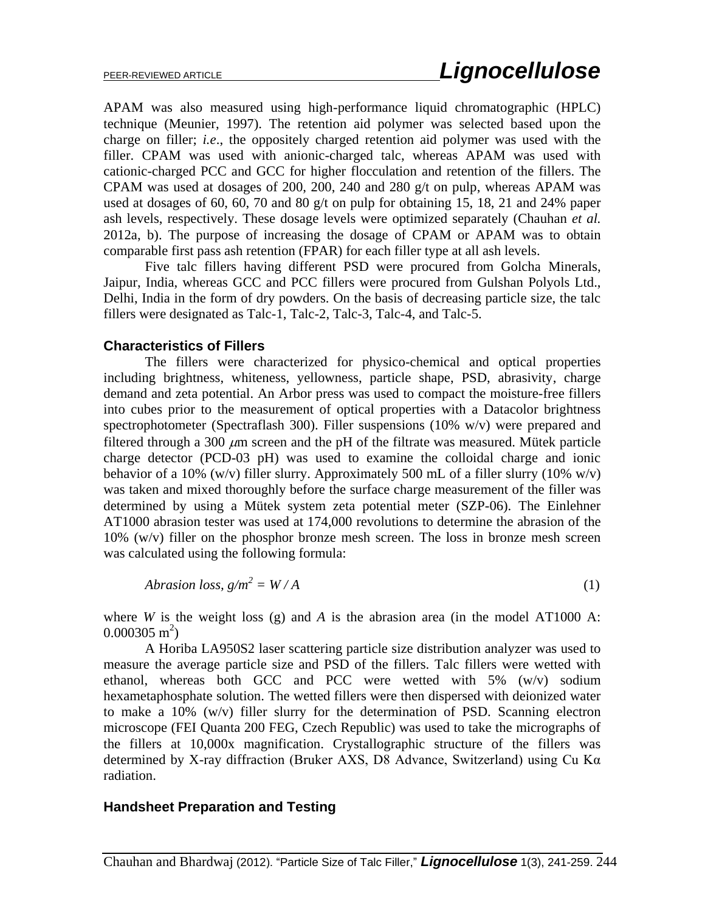APAM was also measured using high-performance liquid chromatographic (HPLC) technique (Meunier, 1997). The retention aid polymer was selected based upon the charge on filler; *i.e*., the oppositely charged retention aid polymer was used with the filler. CPAM was used with anionic-charged talc, whereas APAM was used with cationic-charged PCC and GCC for higher flocculation and retention of the fillers. The CPAM was used at dosages of 200, 200, 240 and 280 g/t on pulp, whereas APAM was used at dosages of 60, 60, 70 and 80 g/t on pulp for obtaining 15, 18, 21 and 24% paper ash levels, respectively. These dosage levels were optimized separately (Chauhan *et al.* 2012a, b). The purpose of increasing the dosage of CPAM or APAM was to obtain comparable first pass ash retention (FPAR) for each filler type at all ash levels.

Five talc fillers having different PSD were procured from Golcha Minerals, Jaipur, India, whereas GCC and PCC fillers were procured from Gulshan Polyols Ltd., Delhi, India in the form of dry powders. On the basis of decreasing particle size, the talc fillers were designated as Talc-1, Talc-2, Talc-3, Talc-4, and Talc-5.

### Characteristics of Fillers

The fillers were characterized for physico-chemical and optical properties including brightness, whiteness, yellowness, particle shape, PSD, abrasivity, charge demand and zeta potential. An Arbor press was used to compact the moisture-free fillers into cubes prior to the measurement of optical properties with a Datacolor brightness spectrophotometer (Spectraflash 300). Filler suspensions (10% w/v) were prepared and filtered through a 300 $\mu$m screen and the pH of the filtrate was measured. Mütek particle charge detector (PCD-03 pH) was used to examine the colloidal charge and ionic behavior of a 10% (w/v) filler slurry. Approximately 500 mL of a filler slurry (10% w/v) was taken and mixed thoroughly before the surface charge measurement of the filler was determined by using a Mütek system zeta potential meter (SZP-06). The Einlehner AT1000 abrasion tester was used at 174,000 revolutions to determine the abrasion of the 10% (w/v) filler on the phosphor bronze mesh screen. The loss in bronze mesh screen was calculated using the following formula:

$$\text{Abrasion loss, } g/m^2 = W / A \tag{1}$$

where $W$ is the weight loss (g) and $A$ is the abrasion area (in the model AT1000 A: $0.000305\ m^2$)

A Horiba LA950S2 laser scattering particle size distribution analyzer was used to measure the average particle size and PSD of the fillers. Talc fillers were wetted with ethanol, whereas both GCC and PCC were wetted with 5% (w/v) sodium hexametaphosphate solution. The wetted fillers were then dispersed with deionized water to make a 10% (w/v) filler slurry for the determination of PSD. Scanning electron microscope (FEI Quanta 200 FEG, Czech Republic) was used to take the micrographs of the fillers at 10,000x magnification. Crystallographic structure of the fillers was determined by X-ray diffraction (Bruker AXS, D8 Advance, Switzerland) using Cu Kα radiation.

### Handsheet Preparation and Testing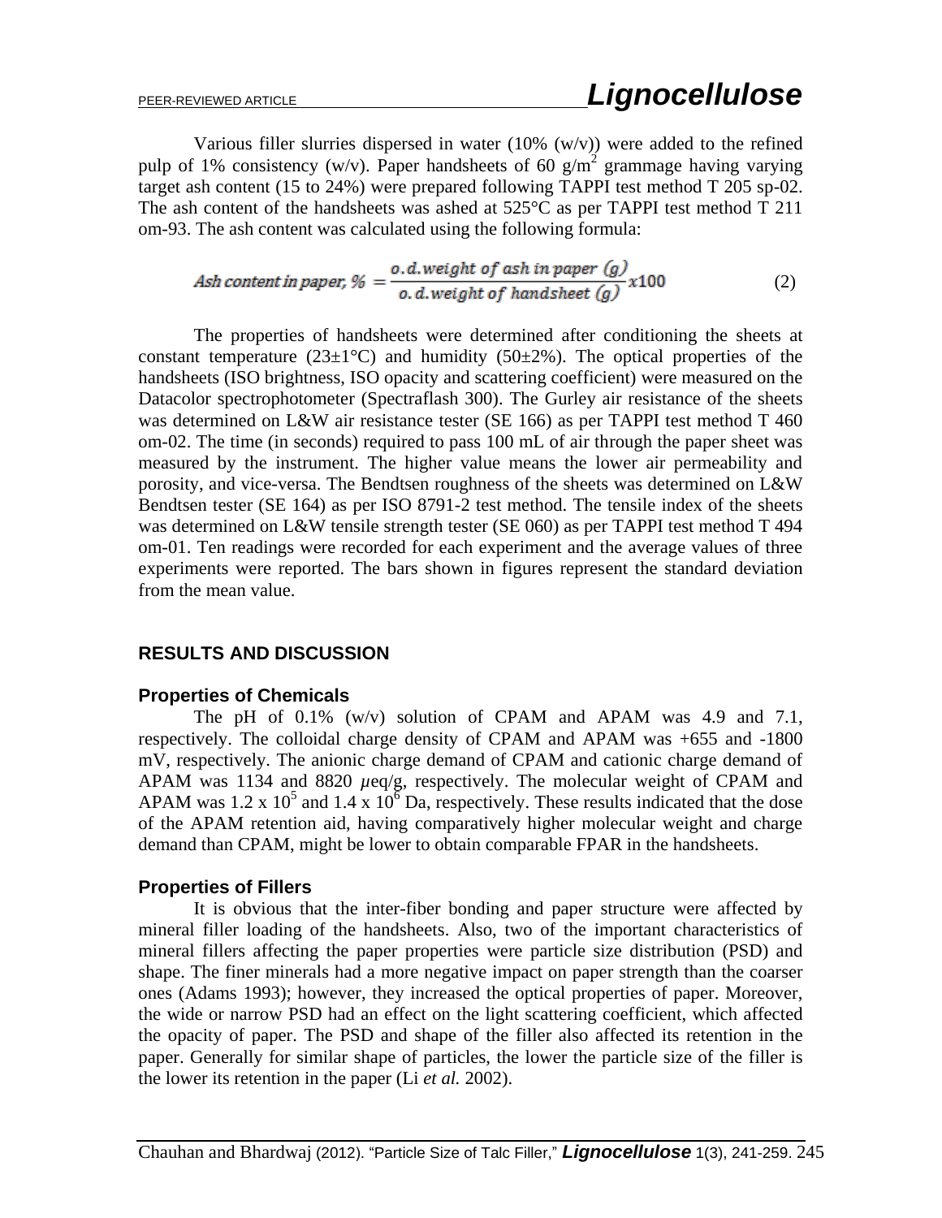Various filler slurries dispersed in water (10% (w/v)) were added to the refined pulp of 1% consistency (w/v). Paper handsheets of 60 $g/m^2$ grammage having varying target ash content (15 to 24%) were prepared following TAPPI test method T 205 sp-02. The ash content of the handsheets was ashed at 525°C as per TAPPI test method T 211 om-93. The ash content was calculated using the following formula:

$$Ash\ content\ in\ paper,\ \% = \frac{o.d.weight\ of\ ash\ in\ paper\ (g)}{o.d.weight\ of\ handsheet\ (g)} x100 \tag{2}$$

The properties of handsheets were determined after conditioning the sheets at constant temperature (23±1°C) and humidity (50±2%). The optical properties of the handsheets (ISO brightness, ISO opacity and scattering coefficient) were measured on the Datacolor spectrophotometer (Spectraflash 300). The Gurley air resistance of the sheets was determined on L&W air resistance tester (SE 166) as per TAPPI test method T 460 om-02. The time (in seconds) required to pass 100 mL of air through the paper sheet was measured by the instrument. The higher value means the lower air permeability and porosity, and vice-versa. The Bendtsen roughness of the sheets was determined on L&W Bendtsen tester (SE 164) as per ISO 8791-2 test method. The tensile index of the sheets was determined on L&W tensile strength tester (SE 060) as per TAPPI test method T 494 om-01. Ten readings were recorded for each experiment and the average values of three experiments were reported. The bars shown in figures represent the standard deviation from the mean value.

## RESULTS AND DISCUSSION

### Properties of Chemicals

The pH of 0.1% (w/v) solution of CPAM and APAM was 4.9 and 7.1, respectively. The colloidal charge density of CPAM and APAM was +655 and -1800 mV, respectively. The anionic charge demand of CPAM and cationic charge demand of APAM was 1134 and 8820 $\mu$eq/g, respectively. The molecular weight of CPAM and APAM was $1.2 \times 10^5$ and $1.4 \times 10^6$ Da, respectively. These results indicated that the dose of the APAM retention aid, having comparatively higher molecular weight and charge demand than CPAM, might be lower to obtain comparable FPAR in the handsheets.

### Properties of Fillers

It is obvious that the inter-fiber bonding and paper structure were affected by mineral filler loading of the handsheets. Also, two of the important characteristics of mineral fillers affecting the paper properties were particle size distribution (PSD) and shape. The finer minerals had a more negative impact on paper strength than the coarser ones (Adams 1993); however, they increased the optical properties of paper. Moreover, the wide or narrow PSD had an effect on the light scattering coefficient, which affected the opacity of paper. The PSD and shape of the filler also affected its retention in the paper. Generally for similar shape of particles, the lower the particle size of the filler is the lower its retention in the paper (Li *et al.* 2002).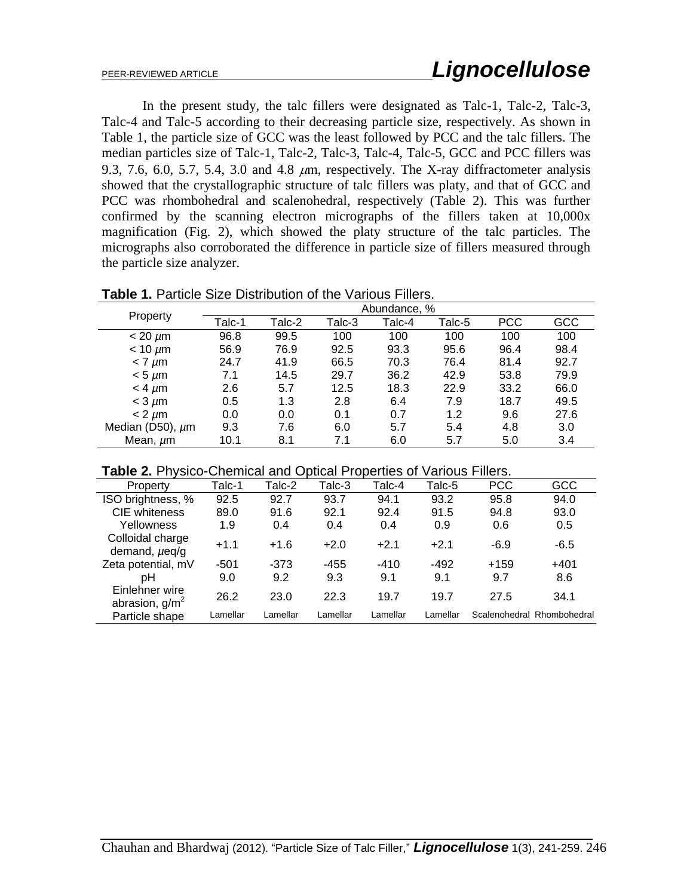In the present study, the talc fillers were designated as Talc-1, Talc-2, Talc-3, Talc-4 and Talc-5 according to their decreasing particle size, respectively. As shown in Table 1, the particle size of GCC was the least followed by PCC and the talc fillers. The median particles size of Talc-1, Talc-2, Talc-3, Talc-4, Talc-5, GCC and PCC fillers was 9.3, 7.6, 6.0, 5.7, 5.4, 3.0 and 4.8 $\mu$m, respectively. The X-ray diffractometer analysis showed that the crystallographic structure of talc fillers was platy, and that of GCC and PCC was rhombohedral and scalenohedral, respectively (Table 2). This was further confirmed by the scanning electron micrographs of the fillers taken at 10,000x magnification (Fig. 2), which showed the platy structure of the talc particles. The micrographs also corroborated the difference in particle size of fillers measured through the particle size analyzer.

**Table 1.** Particle Size Distribution of the Various Fillers.

| Property | Abundance, % | | | | | | |
|---|---|---|---|---|---|---|---|
| | Talc-1 | Talc-2 | Talc-3 | Talc-4 | Talc-5 | PCC | GCC |
| < 20 $\mu$m | 96.8 | 99.5 | 100 | 100 | 100 | 100 | 100 |
| < 10 $\mu$m | 56.9 | 76.9 | 92.5 | 93.3 | 95.6 | 96.4 | 98.4 |
| < 7 $\mu$m | 24.7 | 41.9 | 66.5 | 70.3 | 76.4 | 81.4 | 92.7 |
| < 5 $\mu$m | 7.1 | 14.5 | 29.7 | 36.2 | 42.9 | 53.8 | 79.9 |
| < 4 $\mu$m | 2.6 | 5.7 | 12.5 | 18.3 | 22.9 | 33.2 | 66.0 |
| < 3 $\mu$m | 0.5 | 1.3 | 2.8 | 6.4 | 7.9 | 18.7 | 49.5 |
| < 2 $\mu$m | 0.0 | 0.0 | 0.1 | 0.7 | 1.2 | 9.6 | 27.6 |
| Median (D50), $\mu$m | 9.3 | 7.6 | 6.0 | 5.7 | 5.4 | 4.8 | 3.0 |
| Mean, $\mu$m | 10.1 | 8.1 | 7.1 | 6.0 | 5.7 | 5.0 | 3.4 |

**Table 2.** Physico-Chemical and Optical Properties of Various Fillers.

| Property | Talc-1 | Talc-2 | Talc-3 | Talc-4 | Talc-5 | PCC | GCC |
|---|---|---|---|---|---|---|---|
| ISO brightness, % | 92.5 | 92.7 | 93.7 | 94.1 | 93.2 | 95.8 | 94.0 |
| CIE whiteness | 89.0 | 91.6 | 92.1 | 92.4 | 91.5 | 94.8 | 93.0 |
| Yellowness | 1.9 | 0.4 | 0.4 | 0.4 | 0.9 | 0.6 | 0.5 |
| Colloidal charge demand, $\mu$eq/g | +1.1 | +1.6 | +2.0 | +2.1 | +2.1 | -6.9 | -6.5 |
| Zeta potential, mV | -501 | -373 | -455 | -410 | -492 | +159 | +401 |
| pH | 9.0 | 9.2 | 9.3 | 9.1 | 9.1 | 9.7 | 8.6 |
| Einlehner wire abrasion, g/m$^2$ | 26.2 | 23.0 | 22.3 | 19.7 | 19.7 | 27.5 | 34.1 |
| Particle shape | Lamellar | Lamellar | Lamellar | Lamellar | Lamellar | Scalenohedral | Rhombohedral |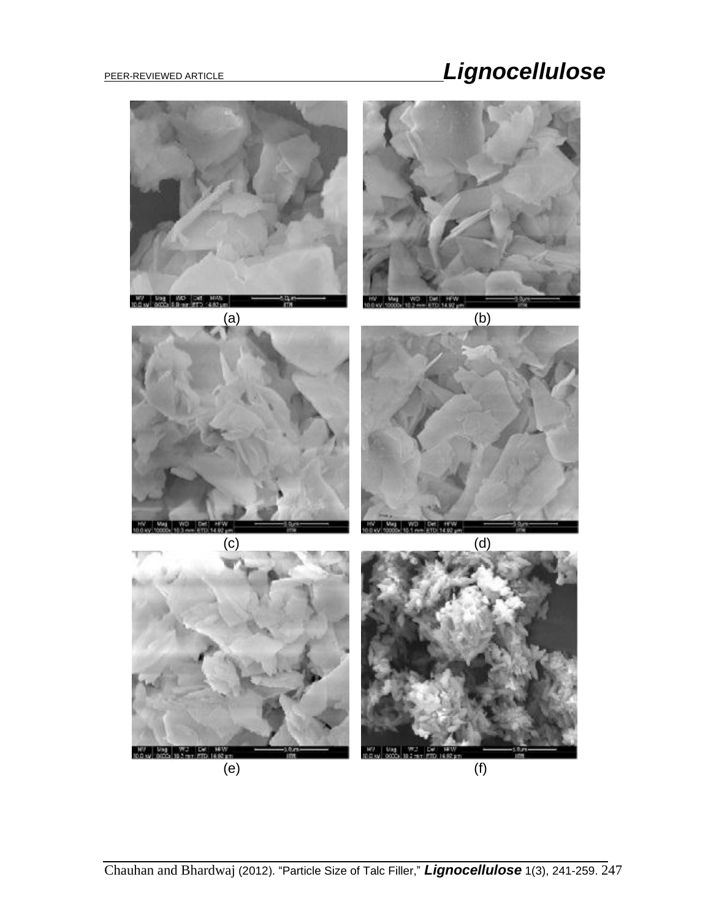(a)

(b)

(c)

(d)

(e)

(f)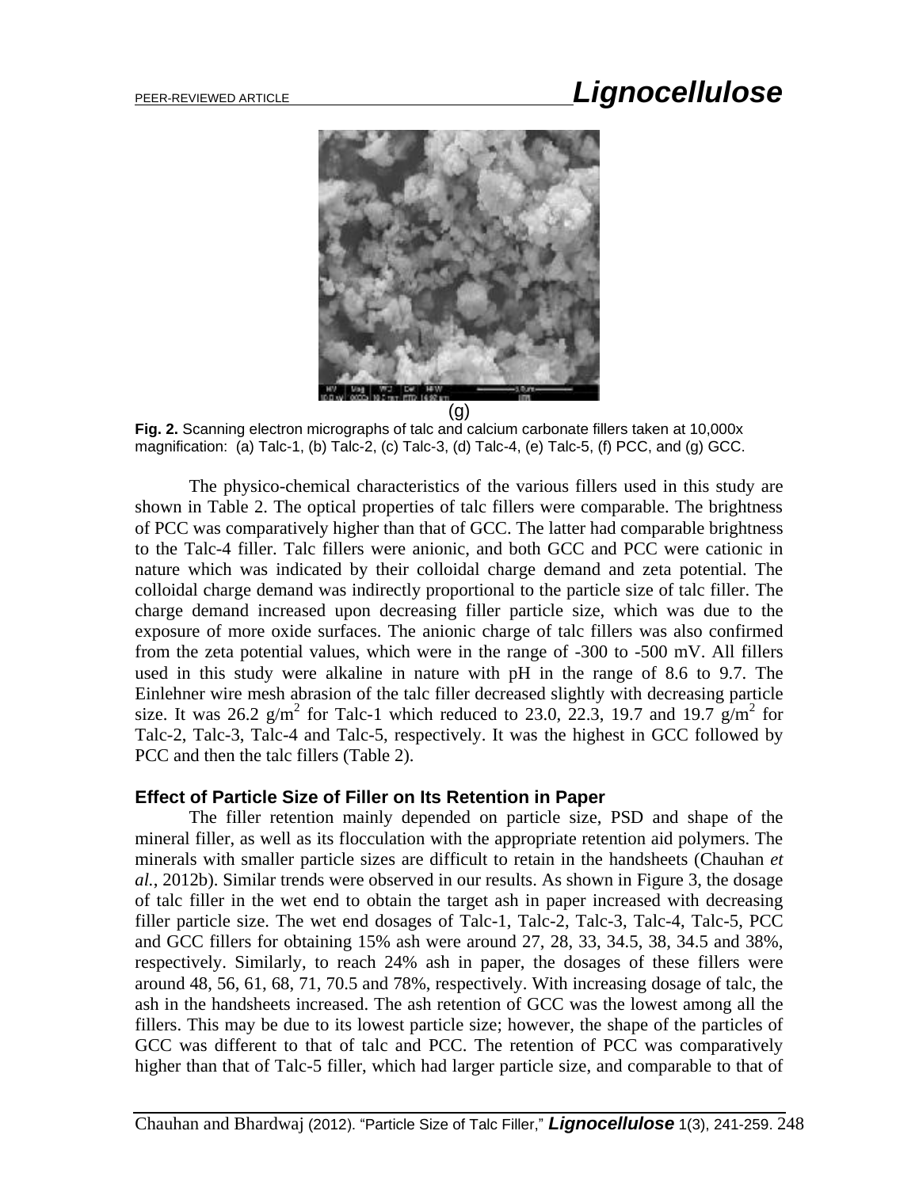(g)

**Fig. 2.** Scanning electron micrographs of talc and calcium carbonate fillers taken at 10,000x magnification: (a) Talc-1, (b) Talc-2, (c) Talc-3, (d) Talc-4, (e) Talc-5, (f) PCC, and (g) GCC.

The physico-chemical characteristics of the various fillers used in this study are shown in Table 2. The optical properties of talc fillers were comparable. The brightness of PCC was comparatively higher than that of GCC. The latter had comparable brightness to the Talc-4 filler. Talc fillers were anionic, and both GCC and PCC were cationic in nature which was indicated by their colloidal charge demand and zeta potential. The colloidal charge demand was indirectly proportional to the particle size of talc filler. The charge demand increased upon decreasing filler particle size, which was due to the exposure of more oxide surfaces. The anionic charge of talc fillers was also confirmed from the zeta potential values, which were in the range of -300 to -500 mV. All fillers used in this study were alkaline in nature with pH in the range of 8.6 to 9.7. The Einlehner wire mesh abrasion of the talc filler decreased slightly with decreasing particle size. It was 26.2 $g/m^2$ for Talc-1 which reduced to 23.0, 22.3, 19.7 and 19.7 $g/m^2$ for Talc-2, Talc-3, Talc-4 and Talc-5, respectively. It was the highest in GCC followed by PCC and then the talc fillers (Table 2).

### Effect of Particle Size of Filler on Its Retention in Paper

The filler retention mainly depended on particle size, PSD and shape of the mineral filler, as well as its flocculation with the appropriate retention aid polymers. The minerals with smaller particle sizes are difficult to retain in the handsheets (Chauhan *et al.*, 2012b). Similar trends were observed in our results. As shown in Figure 3, the dosage of talc filler in the wet end to obtain the target ash in paper increased with decreasing filler particle size. The wet end dosages of Talc-1, Talc-2, Talc-3, Talc-4, Talc-5, PCC and GCC fillers for obtaining 15% ash were around 27, 28, 33, 34.5, 38, 34.5 and 38%, respectively. Similarly, to reach 24% ash in paper, the dosages of these fillers were around 48, 56, 61, 68, 71, 70.5 and 78%, respectively. With increasing dosage of talc, the ash in the handsheets increased. The ash retention of GCC was the lowest among all the fillers. This may be due to its lowest particle size; however, the shape of the particles of GCC was different to that of talc and PCC. The retention of PCC was comparatively higher than that of Talc-5 filler, which had larger particle size, and comparable to that of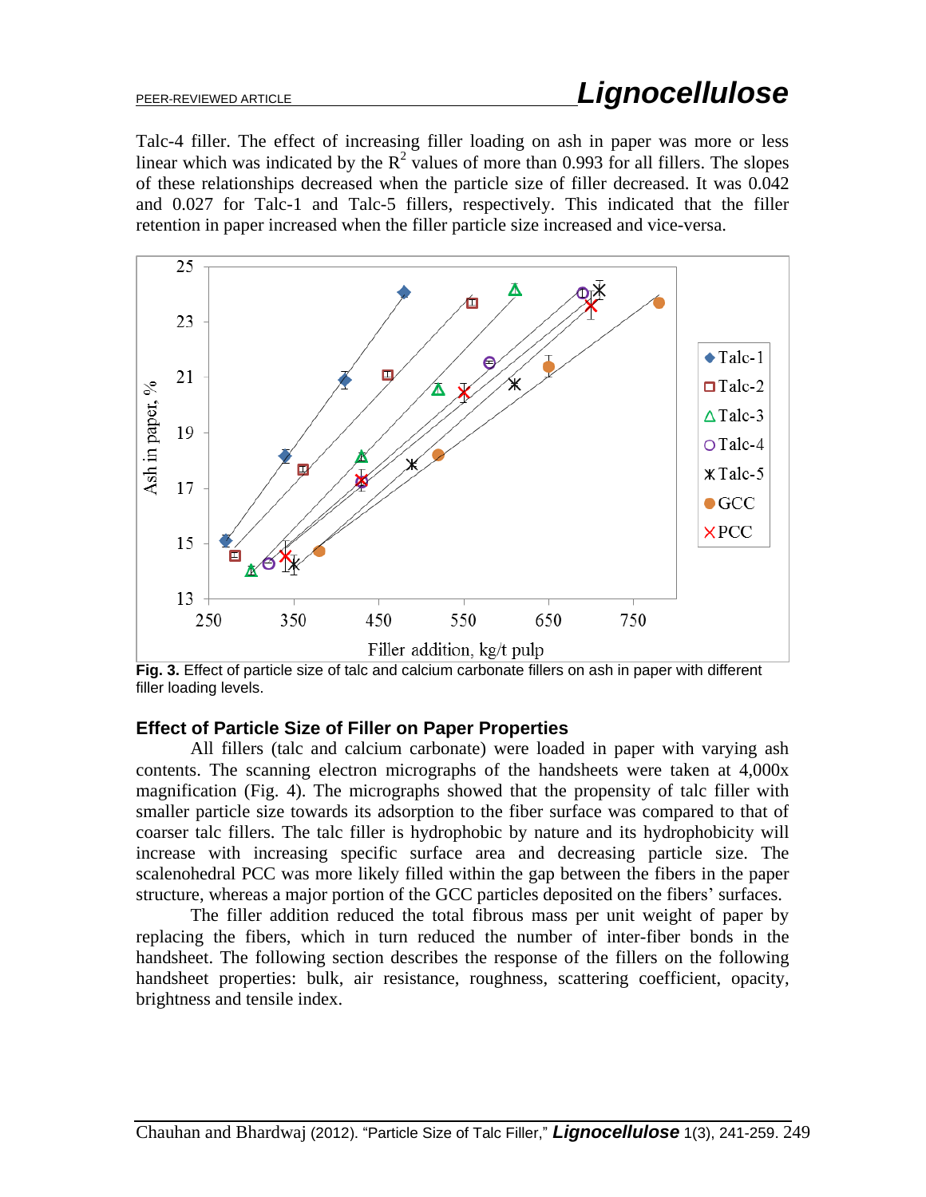Talc-4 filler. The effect of increasing filler loading on ash in paper was more or less linear which was indicated by the $R^2$ values of more than 0.993 for all fillers. The slopes of these relationships decreased when the particle size of filler decreased. It was 0.042 and 0.027 for Talc-1 and Talc-5 fillers, respectively. This indicated that the filler retention in paper increased when the filler particle size increased and vice-versa.

**Fig. 3.** Effect of particle size of talc and calcium carbonate fillers on ash in paper with different filler loading levels.

### Effect of Particle Size of Filler on Paper Properties

All fillers (talc and calcium carbonate) were loaded in paper with varying ash contents. The scanning electron micrographs of the handsheets were taken at 4,000x magnification (Fig. 4). The micrographs showed that the propensity of talc filler with smaller particle size towards its adsorption to the fiber surface was compared to that of coarser talc fillers. The talc filler is hydrophobic by nature and its hydrophobicity will increase with increasing specific surface area and decreasing particle size. The scalenohedral PCC was more likely filled within the gap between the fibers in the paper structure, whereas a major portion of the GCC particles deposited on the fibers' surfaces.

The filler addition reduced the total fibrous mass per unit weight of paper by replacing the fibers, which in turn reduced the number of inter-fiber bonds in the handsheet. The following section describes the response of the fillers on the following handsheet properties: bulk, air resistance, roughness, scattering coefficient, opacity, brightness and tensile index.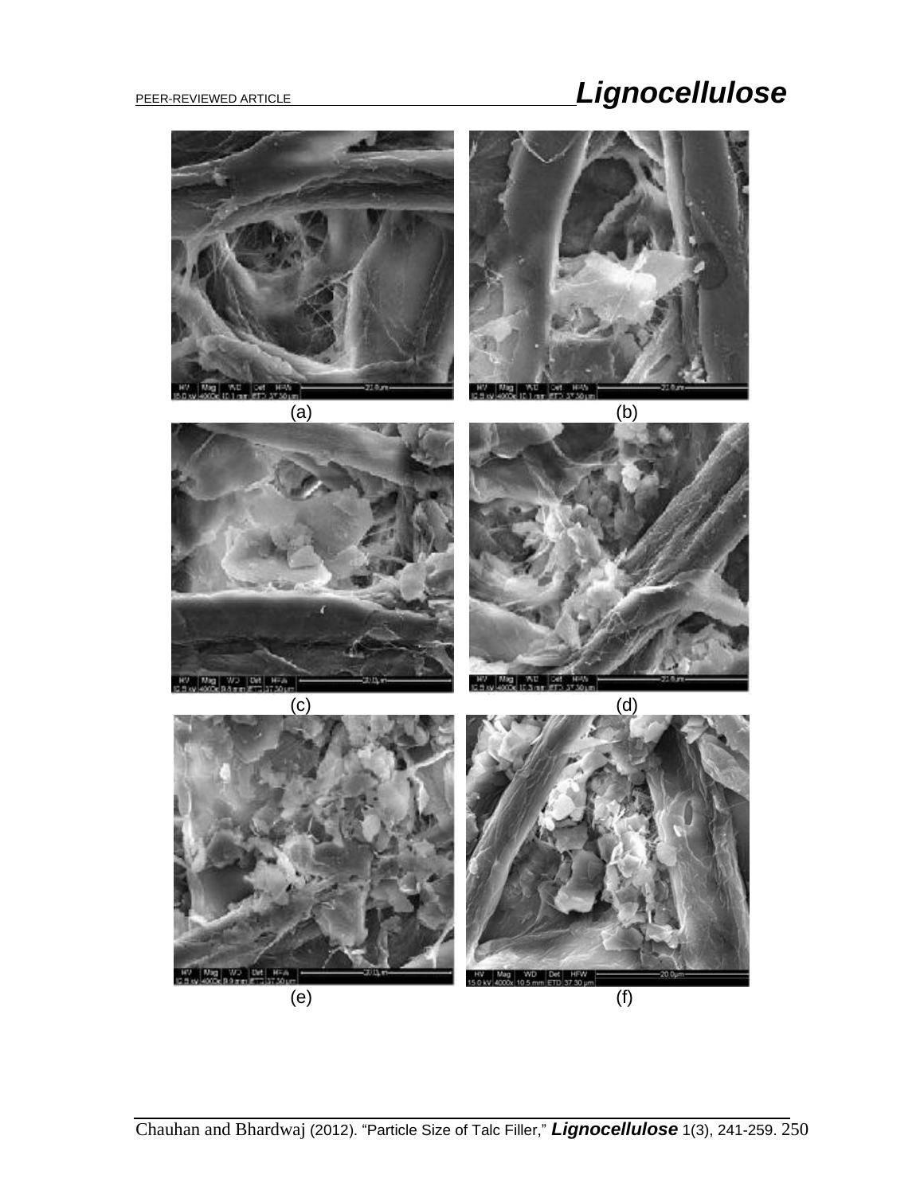(a)

(b)

(c)

(d)

(e)

(f)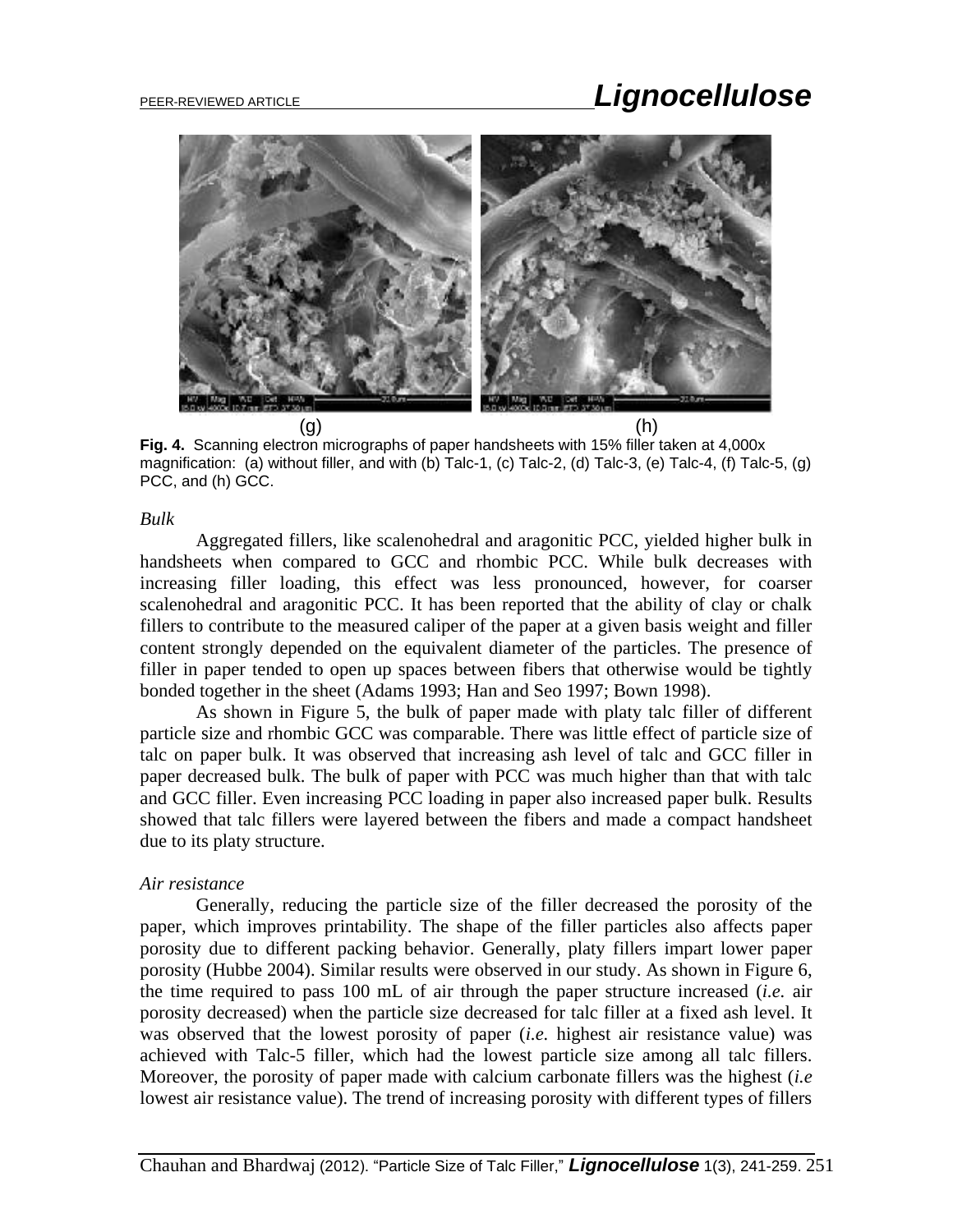(g) (h)

**Fig. 4.** Scanning electron micrographs of paper handsheets with 15% filler taken at 4,000x magnification: (a) without filler, and with (b) Talc-1, (c) Talc-2, (d) Talc-3, (e) Talc-4, (f) Talc-5, (g) PCC, and (h) GCC.

*Bulk*

Aggregated fillers, like scalenohedral and aragonitic PCC, yielded higher bulk in handsheets when compared to GCC and rhombic PCC. While bulk decreases with increasing filler loading, this effect was less pronounced, however, for coarser scalenohedral and aragonitic PCC. It has been reported that the ability of clay or chalk fillers to contribute to the measured caliper of the paper at a given basis weight and filler content strongly depended on the equivalent diameter of the particles. The presence of filler in paper tended to open up spaces between fibers that otherwise would be tightly bonded together in the sheet (Adams 1993; Han and Seo 1997; Bown 1998).

As shown in Figure 5, the bulk of paper made with platy talc filler of different particle size and rhombic GCC was comparable. There was little effect of particle size of talc on paper bulk. It was observed that increasing ash level of talc and GCC filler in paper decreased bulk. The bulk of paper with PCC was much higher than that with talc and GCC filler. Even increasing PCC loading in paper also increased paper bulk. Results showed that talc fillers were layered between the fibers and made a compact handsheet due to its platy structure.

*Air resistance*

Generally, reducing the particle size of the filler decreased the porosity of the paper, which improves printability. The shape of the filler particles also affects paper porosity due to different packing behavior. Generally, platy fillers impart lower paper porosity (Hubbe 2004). Similar results were observed in our study. As shown in Figure 6, the time required to pass 100 mL of air through the paper structure increased (*i.e.* air porosity decreased) when the particle size decreased for talc filler at a fixed ash level. It was observed that the lowest porosity of paper (*i.e.* highest air resistance value) was achieved with Talc-5 filler, which had the lowest particle size among all talc fillers. Moreover, the porosity of paper made with calcium carbonate fillers was the highest (*i.e* lowest air resistance value). The trend of increasing porosity with different types of fillers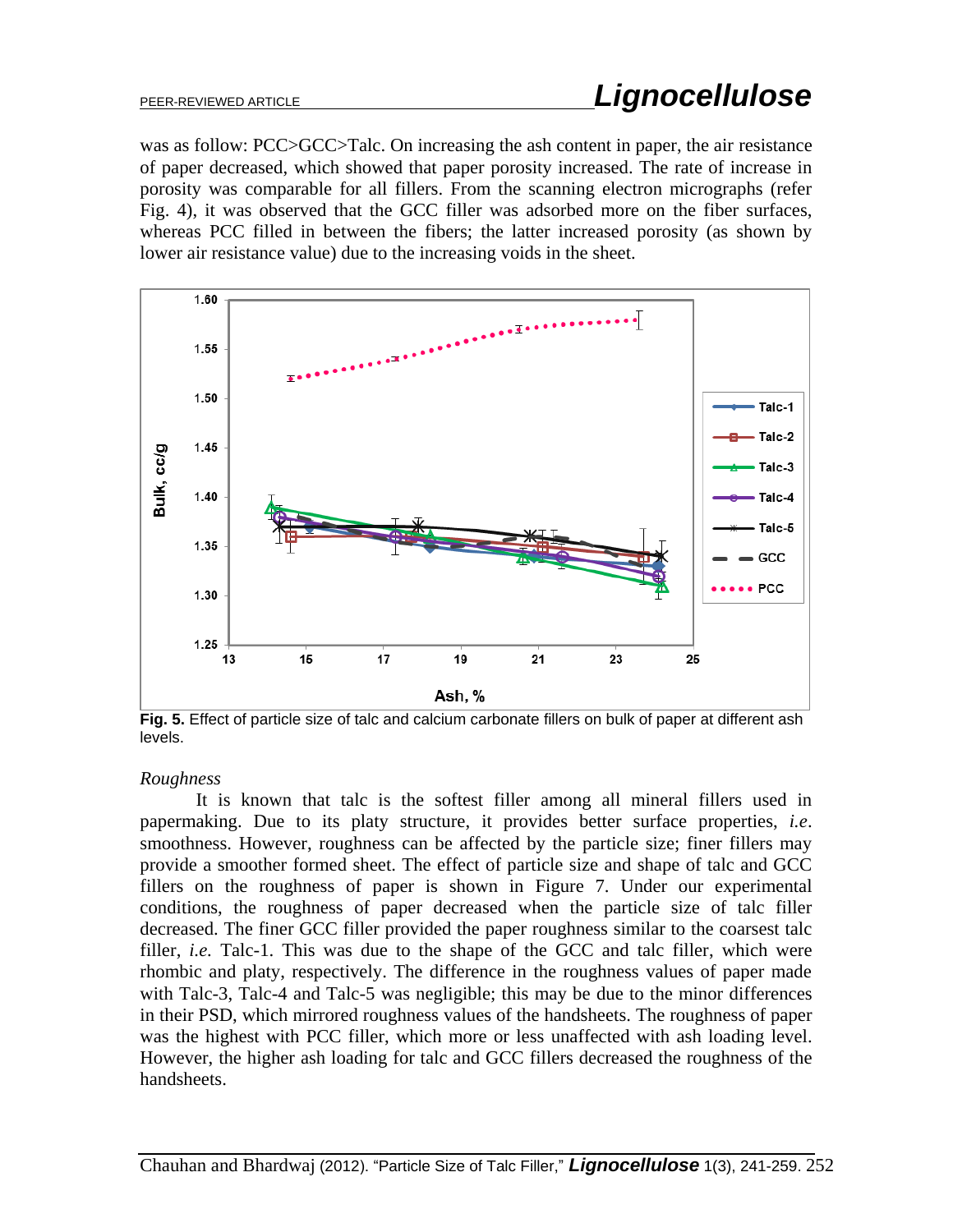was as follow: PCC>GCC>Talc. On increasing the ash content in paper, the air resistance of paper decreased, which showed that paper porosity increased. The rate of increase in porosity was comparable for all fillers. From the scanning electron micrographs (refer Fig. 4), it was observed that the GCC filler was adsorbed more on the fiber surfaces, whereas PCC filled in between the fibers; the latter increased porosity (as shown by lower air resistance value) due to the increasing voids in the sheet.

**Fig. 5.** Effect of particle size of talc and calcium carbonate fillers on bulk of paper at different ash levels.

*Roughness*

It is known that talc is the softest filler among all mineral fillers used in papermaking. Due to its platy structure, it provides better surface properties, *i.e*. smoothness. However, roughness can be affected by the particle size; finer fillers may provide a smoother formed sheet. The effect of particle size and shape of talc and GCC fillers on the roughness of paper is shown in Figure 7. Under our experimental conditions, the roughness of paper decreased when the particle size of talc filler decreased. The finer GCC filler provided the paper roughness similar to the coarsest talc filler, *i.e.* Talc-1. This was due to the shape of the GCC and talc filler, which were rhombic and platy, respectively. The difference in the roughness values of paper made with Talc-3, Talc-4 and Talc-5 was negligible; this may be due to the minor differences in their PSD, which mirrored roughness values of the handsheets. The roughness of paper was the highest with PCC filler, which more or less unaffected with ash loading level. However, the higher ash loading for talc and GCC fillers decreased the roughness of the handsheets.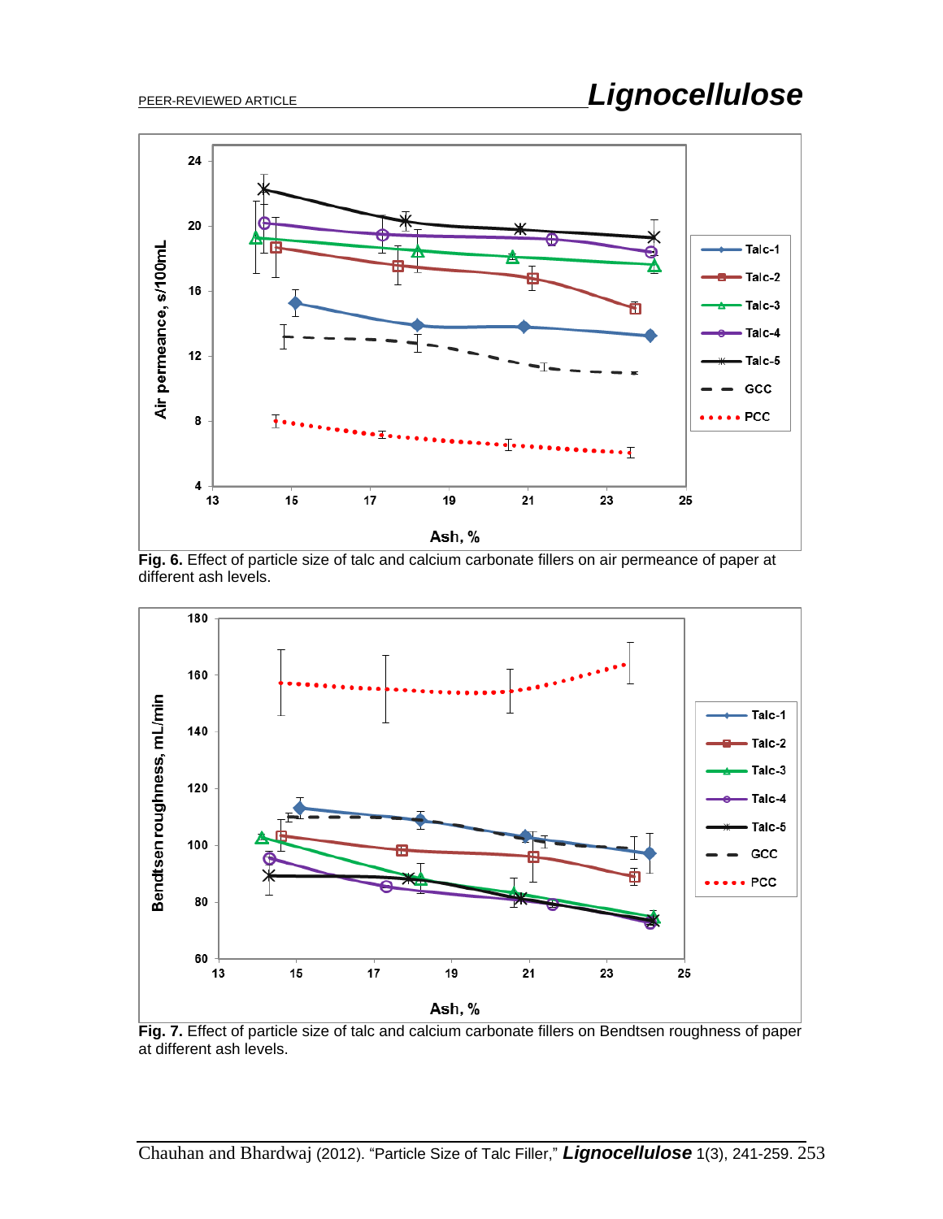**Fig. 6.** Effect of particle size of talc and calcium carbonate fillers on air permeance of paper at different ash levels.

**Fig. 7.** Effect of particle size of talc and calcium carbonate fillers on Bendtsen roughness of paper at different ash levels.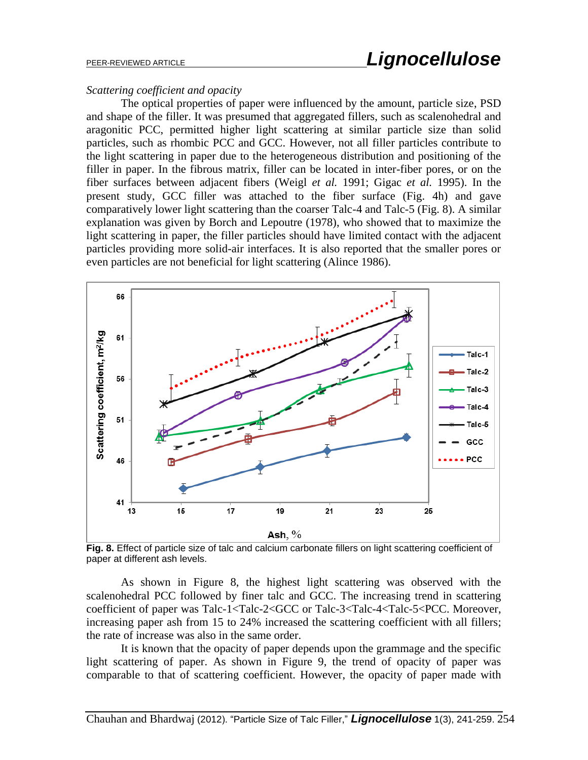*Scattering coefficient and opacity*

The optical properties of paper were influenced by the amount, particle size, PSD and shape of the filler. It was presumed that aggregated fillers, such as scalenohedral and aragonitic PCC, permitted higher light scattering at similar particle size than solid particles, such as rhombic PCC and GCC. However, not all filler particles contribute to the light scattering in paper due to the heterogeneous distribution and positioning of the filler in paper. In the fibrous matrix, filler can be located in inter-fiber pores, or on the fiber surfaces between adjacent fibers (Weigl *et al.* 1991; Gigac *et al.* 1995). In the present study, GCC filler was attached to the fiber surface (Fig. 4h) and gave comparatively lower light scattering than the coarser Talc-4 and Talc-5 (Fig. 8). A similar explanation was given by Borch and Lepoutre (1978), who showed that to maximize the light scattering in paper, the filler particles should have limited contact with the adjacent particles providing more solid-air interfaces. It is also reported that the smaller pores or even particles are not beneficial for light scattering (Alince 1986).

**Fig. 8.** Effect of particle size of talc and calcium carbonate fillers on light scattering coefficient of paper at different ash levels.

As shown in Figure 8, the highest light scattering was observed with the scalenohedral PCC followed by finer talc and GCC. The increasing trend in scattering coefficient of paper was Talc-1<Talc-2<GCC or Talc-3<Talc-4<Talc-5<PCC. Moreover, increasing paper ash from 15 to 24% increased the scattering coefficient with all fillers; the rate of increase was also in the same order.

It is known that the opacity of paper depends upon the grammage and the specific light scattering of paper. As shown in Figure 9, the trend of opacity of paper was comparable to that of scattering coefficient. However, the opacity of paper made with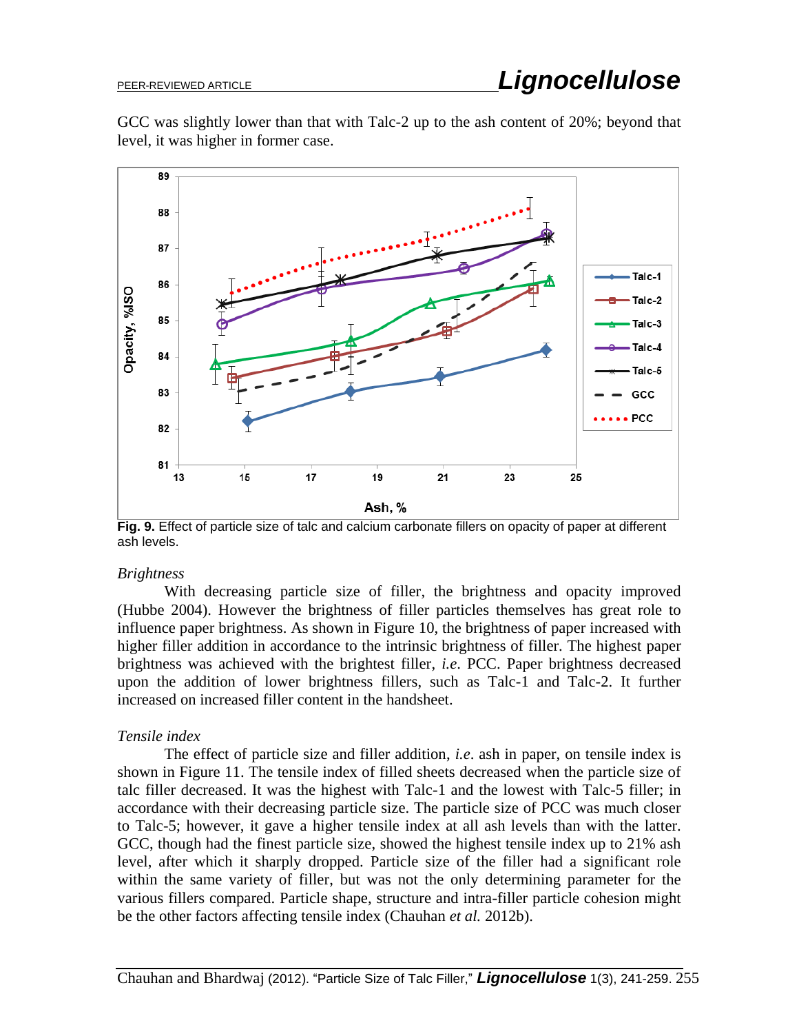GCC was slightly lower than that with Talc-2 up to the ash content of 20%; beyond that level, it was higher in former case.

**Fig. 9.** Effect of particle size of talc and calcium carbonate fillers on opacity of paper at different ash levels.

### *Brightness*

With decreasing particle size of filler, the brightness and opacity improved (Hubbe 2004). However the brightness of filler particles themselves has great role to influence paper brightness. As shown in Figure 10, the brightness of paper increased with higher filler addition in accordance to the intrinsic brightness of filler. The highest paper brightness was achieved with the brightest filler, *i.e.* PCC. Paper brightness decreased upon the addition of lower brightness fillers, such as Talc-1 and Talc-2. It further increased on increased filler content in the handsheet.

### *Tensile index*

The effect of particle size and filler addition, *i.e.* ash in paper, on tensile index is shown in Figure 11. The tensile index of filled sheets decreased when the particle size of talc filler decreased. It was the highest with Talc-1 and the lowest with Talc-5 filler; in accordance with their decreasing particle size. The particle size of PCC was much closer to Talc-5; however, it gave a higher tensile index at all ash levels than with the latter. GCC, though had the finest particle size, showed the highest tensile index up to 21% ash level, after which it sharply dropped. Particle size of the filler had a significant role within the same variety of filler, but was not the only determining parameter for the various fillers compared. Particle shape, structure and intra-filler particle cohesion might be the other factors affecting tensile index (Chauhan *et al.* 2012b).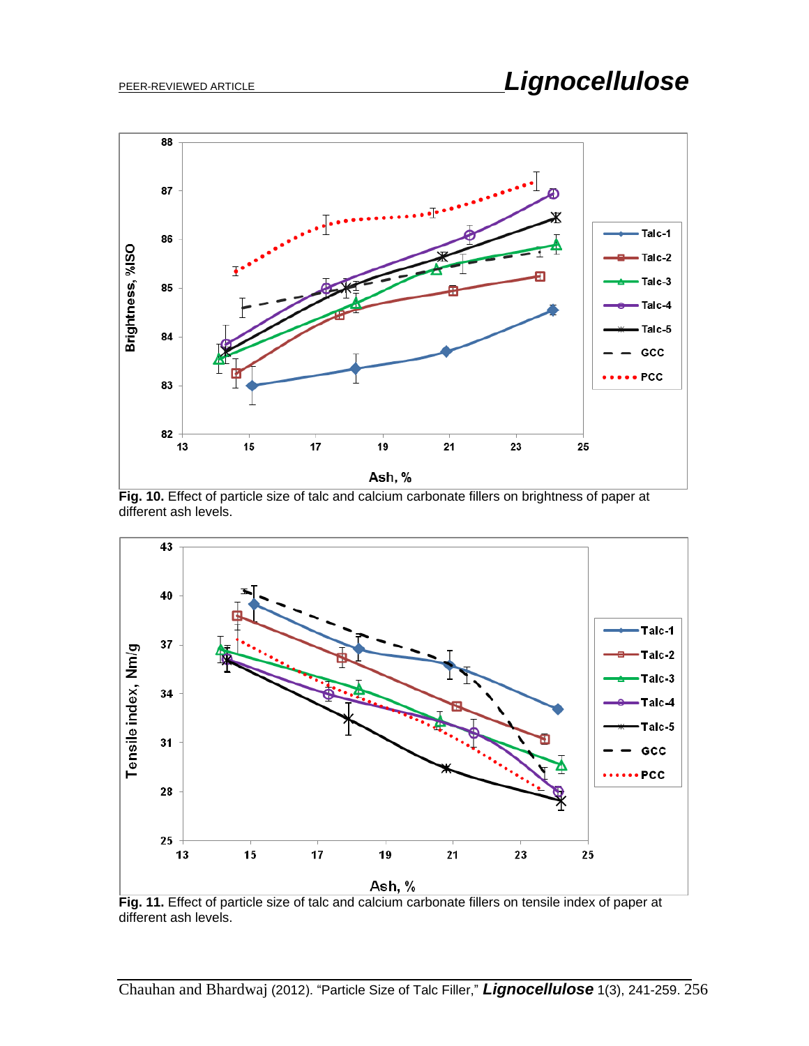**Fig. 10.** Effect of particle size of talc and calcium carbonate fillers on brightness of paper at different ash levels.

**Fig. 11.** Effect of particle size of talc and calcium carbonate fillers on tensile index of paper at different ash levels.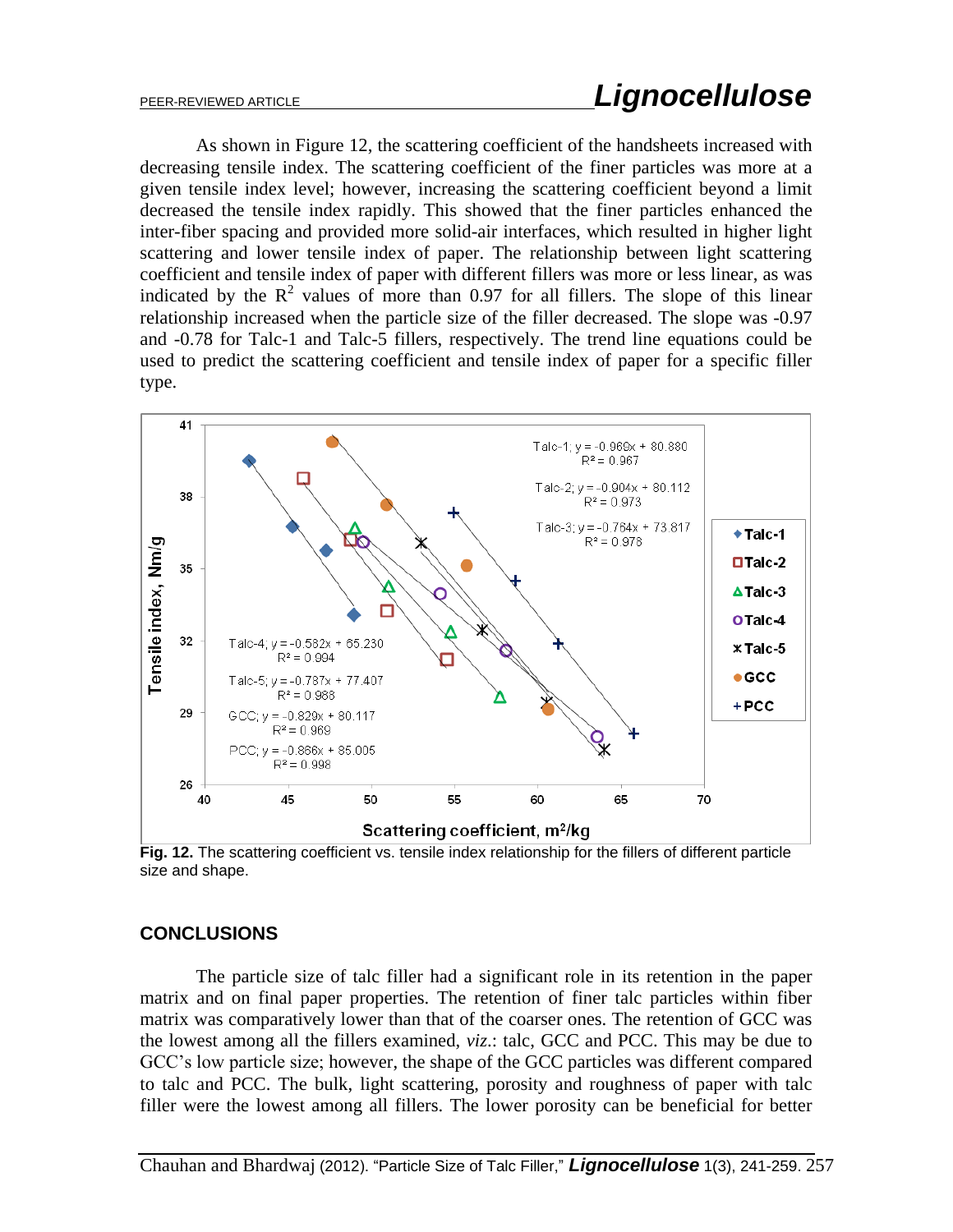As shown in Figure 12, the scattering coefficient of the handsheets increased with decreasing tensile index. The scattering coefficient of the finer particles was more at a given tensile index level; however, increasing the scattering coefficient beyond a limit decreased the tensile index rapidly. This showed that the finer particles enhanced the inter-fiber spacing and provided more solid-air interfaces, which resulted in higher light scattering and lower tensile index of paper. The relationship between light scattering coefficient and tensile index of paper with different fillers was more or less linear, as was indicated by the $R^2$ values of more than 0.97 for all fillers. The slope of this linear relationship increased when the particle size of the filler decreased. The slope was -0.97 and -0.78 for Talc-1 and Talc-5 fillers, respectively. The trend line equations could be used to predict the scattering coefficient and tensile index of paper for a specific filler type.

**Fig. 12.** The scattering coefficient vs. tensile index relationship for the fillers of different particle size and shape.

## CONCLUSIONS

The particle size of talc filler had a significant role in its retention in the paper matrix and on final paper properties. The retention of finer talc particles within fiber matrix was comparatively lower than that of the coarser ones. The retention of GCC was the lowest among all the fillers examined, *viz.*: talc, GCC and PCC. This may be due to GCC's low particle size; however, the shape of the GCC particles was different compared to talc and PCC. The bulk, light scattering, porosity and roughness of paper with talc filler were the lowest among all fillers. The lower porosity can be beneficial for better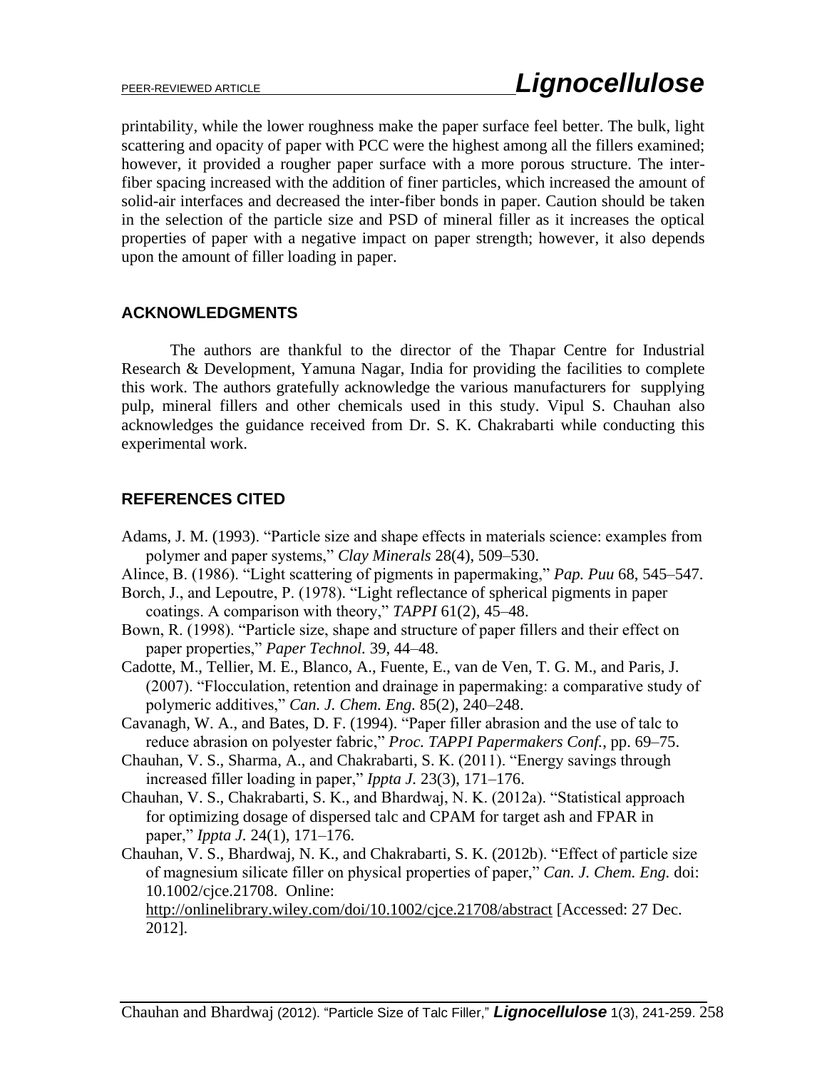printability, while the lower roughness make the paper surface feel better. The bulk, light scattering and opacity of paper with PCC were the highest among all the fillers examined; however, it provided a rougher paper surface with a more porous structure. The inter-fiber spacing increased with the addition of finer particles, which increased the amount of solid-air interfaces and decreased the inter-fiber bonds in paper. Caution should be taken in the selection of the particle size and PSD of mineral filler as it increases the optical properties of paper with a negative impact on paper strength; however, it also depends upon the amount of filler loading in paper.

## ACKNOWLEDGMENTS

The authors are thankful to the director of the Thapar Centre for Industrial Research & Development, Yamuna Nagar, India for providing the facilities to complete this work. The authors gratefully acknowledge the various manufacturers for supplying pulp, mineral fillers and other chemicals used in this study. Vipul S. Chauhan also acknowledges the guidance received from Dr. S. K. Chakrabarti while conducting this experimental work.

## REFERENCES CITED

Adams, J. M. (1993). "Particle size and shape effects in materials science: examples from polymer and paper systems," *Clay Minerals* 28(4), 509–530.

Alince, B. (1986). "Light scattering of pigments in papermaking," *Pap. Puu* 68, 545–547.

Borch, J., and Lepoutre, P. (1978). "Light reflectance of spherical pigments in paper coatings. A comparison with theory," *TAPPI* 61(2), 45–48.

Bown, R. (1998). "Particle size, shape and structure of paper fillers and their effect on paper properties," *Paper Technol.* 39, 44–48.

Cadotte, M., Tellier, M. E., Blanco, A., Fuente, E., van de Ven, T. G. M., and Paris, J. (2007). "Flocculation, retention and drainage in papermaking: a comparative study of polymeric additives," *Can. J. Chem. Eng.* 85(2), 240–248.

Cavanagh, W. A., and Bates, D. F. (1994). "Paper filler abrasion and the use of talc to reduce abrasion on polyester fabric," *Proc. TAPPI Papermakers Conf.*, pp. 69–75.

Chauhan, V. S., Sharma, A., and Chakrabarti, S. K. (2011). "Energy savings through increased filler loading in paper," *Ippta J.* 23(3), 171–176.

Chauhan, V. S., Chakrabarti, S. K., and Bhardwaj, N. K. (2012a). "Statistical approach for optimizing dosage of dispersed talc and CPAM for target ash and FPAR in paper," *Ippta J.* 24(1), 171–176.

Chauhan, V. S., Bhardwaj, N. K., and Chakrabarti, S. K. (2012b). "Effect of particle size of magnesium silicate filler on physical properties of paper," *Can. J. Chem. Eng.* doi: 10.1002/cjce.21708. Online: http://onlinelibrary.wiley.com/doi/10.1002/cjce.21708/abstract [Accessed: 27 Dec. 2012].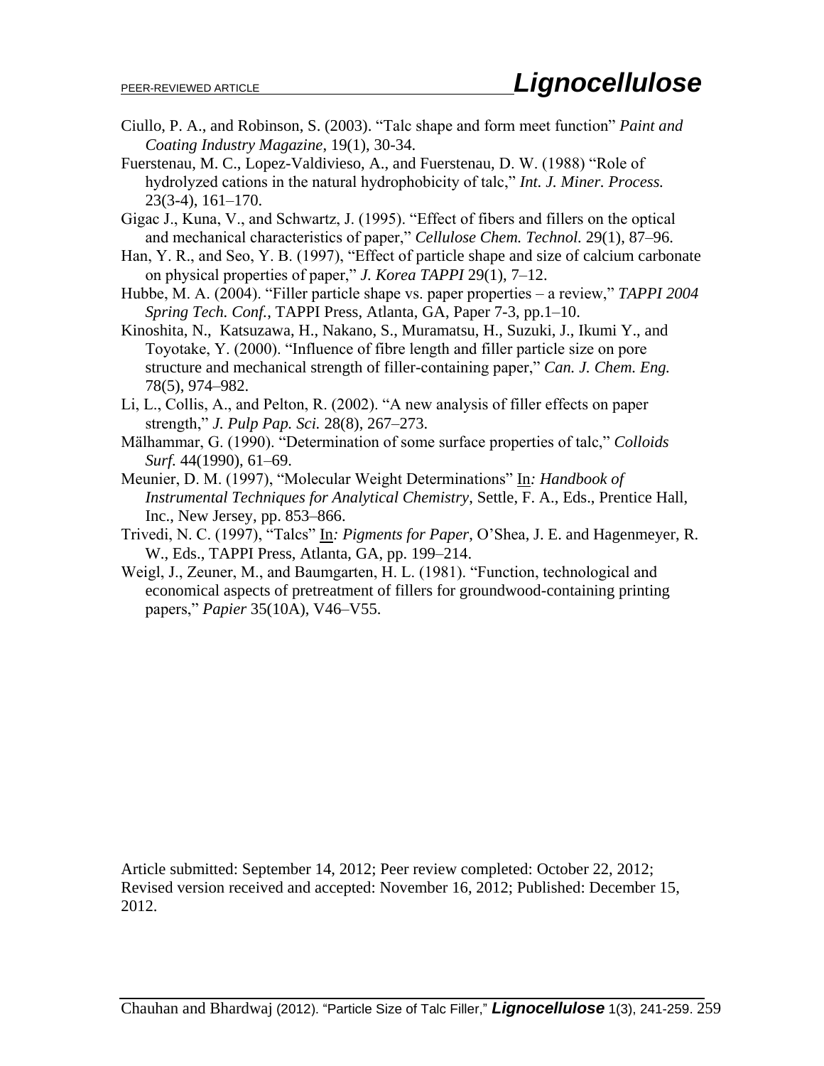Ciullo, P. A., and Robinson, S. (2003). "Talc shape and form meet function" *Paint and Coating Industry Magazine*, 19(1), 30-34.

Fuerstenau, M. C., Lopez-Valdivieso, A., and Fuerstenau, D. W. (1988) "Role of hydrolyzed cations in the natural hydrophobicity of talc," *Int. J. Miner. Process.* 23(3-4), 161–170.

Gigac J., Kuna, V., and Schwartz, J. (1995). "Effect of fibers and fillers on the optical and mechanical characteristics of paper," *Cellulose Chem. Technol.* 29(1), 87–96.

Han, Y. R., and Seo, Y. B. (1997), "Effect of particle shape and size of calcium carbonate on physical properties of paper," *J. Korea TAPPI* 29(1), 7–12.

Hubbe, M. A. (2004). "Filler particle shape vs. paper properties – a review," *TAPPI 2004 Spring Tech. Conf.*, TAPPI Press, Atlanta, GA, Paper 7-3, pp.1–10.

Kinoshita, N., Katsuzawa, H., Nakano, S., Muramatsu, H., Suzuki, J., Ikumi Y., and Toyotake, Y. (2000). "Influence of fibre length and filler particle size on pore structure and mechanical strength of filler-containing paper," *Can. J. Chem. Eng.* 78(5), 974–982.

Li, L., Collis, A., and Pelton, R. (2002). "A new analysis of filler effects on paper strength," *J. Pulp Pap. Sci.* 28(8), 267–273.

Mälhammar, G. (1990). "Determination of some surface properties of talc," *Colloids Surf.* 44(1990), 61–69.

Meunier, D. M. (1997), "Molecular Weight Determinations" In*: Handbook of Instrumental Techniques for Analytical Chemistry*, Settle, F. A., Eds., Prentice Hall, Inc., New Jersey, pp. 853–866.

Trivedi, N. C. (1997), "Talcs" In*: Pigments for Paper*, O'Shea, J. E. and Hagenmeyer, R. W., Eds., TAPPI Press, Atlanta, GA, pp. 199–214.

Weigl, J., Zeuner, M., and Baumgarten, H. L. (1981). "Function, technological and economical aspects of pretreatment of fillers for groundwood-containing printing papers," *Papier* 35(10A), V46–V55.

Article submitted: September 14, 2012; Peer review completed: October 22, 2012; Revised version received and accepted: November 16, 2012; Published: December 15, 2012.